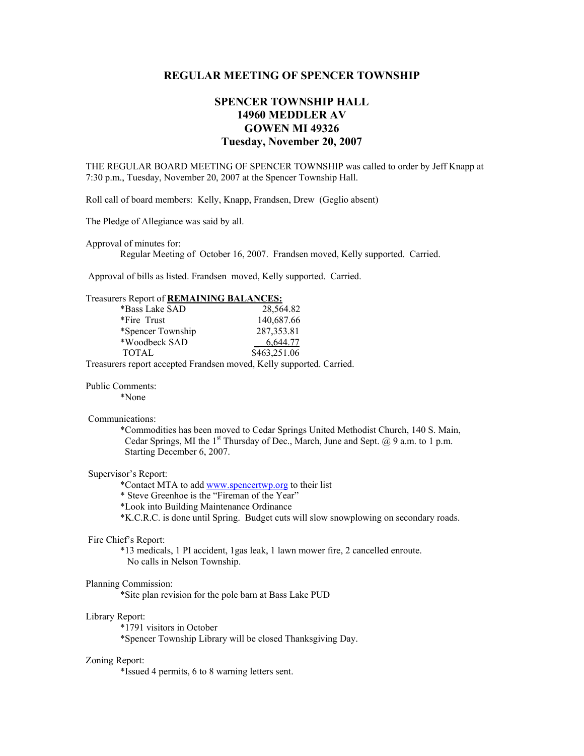# REGULAR MEETING OF SPENCER TOWNSHIP

## SPENCER TOWNSHIP HALL
## 14960 MEDDLER AV
## GOWEN MI 49326
## Tuesday, November 20, 2007

THE REGULAR BOARD MEETING OF SPENCER TOWNSHIP was called to order by Jeff Knapp at 7:30 p.m., Tuesday, November 20, 2007 at the Spencer Township Hall.

Roll call of board members: Kelly, Knapp, Frandsen, Drew (Geglio absent)

The Pledge of Allegiance was said by all.

Approval of minutes for:

Regular Meeting of October 16, 2007. Frandsen moved, Kelly supported. Carried.

Approval of bills as listed. Frandsen moved, Kelly supported. Carried.

Treasurers Report of **REMAINING BALANCES:**

| | |
|---|---|
| *Bass Lake SAD | 28,564.82 |
| *Fire Trust | 140,687.66 |
| *Spencer Township | 287,353.81 |
| *Woodbeck SAD | 6,644.77 |
| TOTAL | $463,251.06 |

Treasurers report accepted Frandsen moved, Kelly supported. Carried.

Public Comments:

*None

Communications:

*Commodities has been moved to Cedar Springs United Methodist Church, 140 S. Main, Cedar Springs, MI the 1st Thursday of Dec., March, June and Sept. @ 9 a.m. to 1 p.m. Starting December 6, 2007.

Supervisor's Report:

*Contact MTA to add www.spencertwp.org to their list
* Steve Greenhoe is the "Fireman of the Year"
*Look into Building Maintenance Ordinance
*K.C.R.C. is done until Spring. Budget cuts will slow snowplowing on secondary roads.

Fire Chief's Report:

*13 medicals, 1 PI accident, 1gas leak, 1 lawn mower fire, 2 cancelled enroute. No calls in Nelson Township.

Planning Commission:

*Site plan revision for the pole barn at Bass Lake PUD

Library Report:

*1791 visitors in October
*Spencer Township Library will be closed Thanksgiving Day.

Zoning Report:

*Issued 4 permits, 6 to 8 warning letters sent.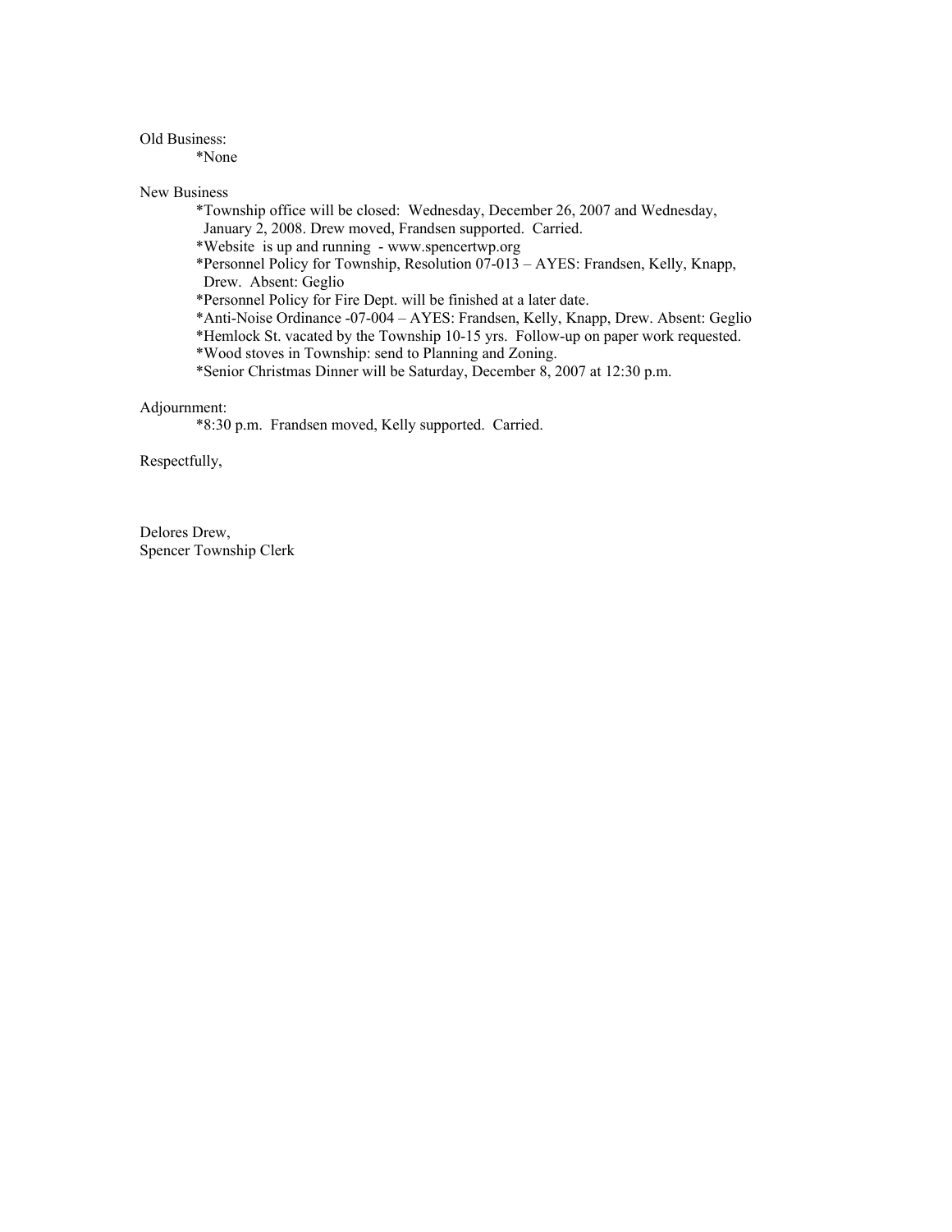Old Business:

*None

New Business

*Township office will be closed: Wednesday, December 26, 2007 and Wednesday, January 2, 2008. Drew moved, Frandsen supported. Carried.

*Website is up and running - www.spencertwp.org

*Personnel Policy for Township, Resolution 07-013 – AYES: Frandsen, Kelly, Knapp, Drew. Absent: Geglio

*Personnel Policy for Fire Dept. will be finished at a later date.

*Anti-Noise Ordinance -07-004 – AYES: Frandsen, Kelly, Knapp, Drew. Absent: Geglio

*Hemlock St. vacated by the Township 10-15 yrs. Follow-up on paper work requested.

*Wood stoves in Township: send to Planning and Zoning.

*Senior Christmas Dinner will be Saturday, December 8, 2007 at 12:30 p.m.

Adjournment:

*8:30 p.m. Frandsen moved, Kelly supported. Carried.

Respectfully,

Delores Drew,
Spencer Township Clerk